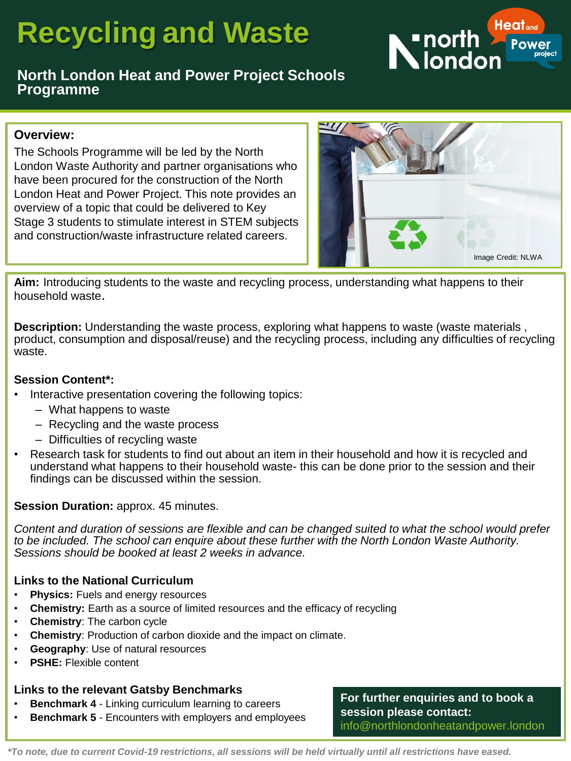# Recycling and Waste

## North London Heat and Power Project Schools Programme

**Overview:**

The Schools Programme will be led by the North London Waste Authority and partner organisations who have been procured for the construction of the North London Heat and Power Project. This note provides an overview of a topic that could be delivered to Key Stage 3 students to stimulate interest in STEM subjects and construction/waste infrastructure related careers.

Image Credit: NLWA

**Aim:** Introducing students to the waste and recycling process, understanding what happens to their household waste.

**Description:** Understanding the waste process, exploring what happens to waste (waste materials , product, consumption and disposal/reuse) and the recycling process, including any difficulties of recycling waste.

**Session Content*:**

- Interactive presentation covering the following topics:
  - What happens to waste
  - Recycling and the waste process
  - Difficulties of recycling waste
- Research task for students to find out about an item in their household and how it is recycled and understand what happens to their household waste- this can be done prior to the session and their findings can be discussed within the session.

**Session Duration:** approx. 45 minutes.

*Content and duration of sessions are flexible and can be changed suited to what the school would prefer to be included. The school can enquire about these further with the North London Waste Authority. Sessions should be booked at least 2 weeks in advance.*

**Links to the National Curriculum**

- **Physics:** Fuels and energy resources
- **Chemistry:** Earth as a source of limited resources and the efficacy of recycling
- **Chemistry**: The carbon cycle
- **Chemistry**: Production of carbon dioxide and the impact on climate.
- **Geography**: Use of natural resources
- **PSHE:** Flexible content

**Links to the relevant Gatsby Benchmarks**

- **Benchmark 4** - Linking curriculum learning to careers
- **Benchmark 5** - Encounters with employers and employees

**For further enquiries and to book a session please contact:**
info@northlondonheatandpower.london

***To note, due to current Covid-19 restrictions, all sessions will be held virtually until all restrictions have eased.***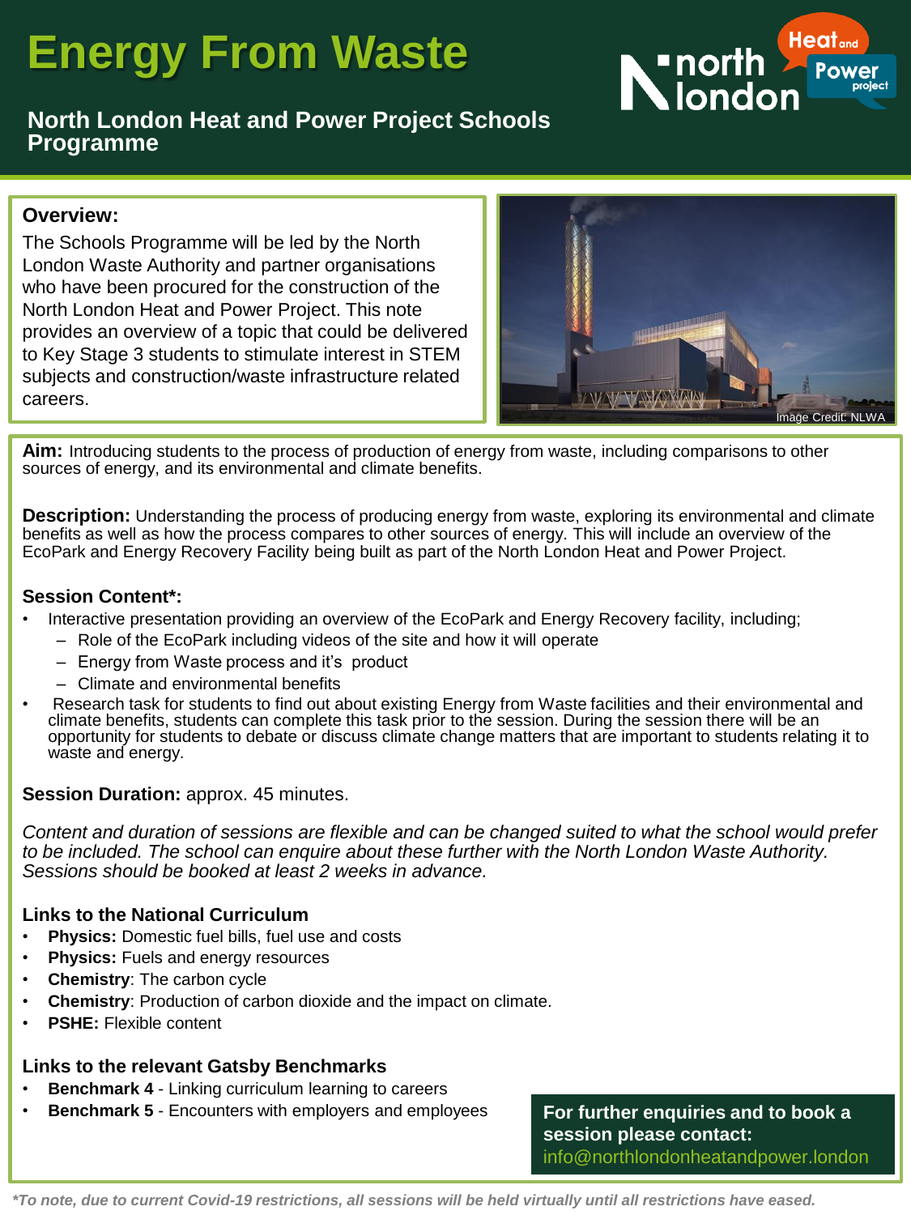# Energy From Waste

## North London Heat and Power Project Schools Programme

**Overview:**

The Schools Programme will be led by the North London Waste Authority and partner organisations who have been procured for the construction of the North London Heat and Power Project. This note provides an overview of a topic that could be delivered to Key Stage 3 students to stimulate interest in STEM subjects and construction/waste infrastructure related careers.

Image Credit: NLWA

**Aim:** Introducing students to the process of production of energy from waste, including comparisons to other sources of energy, and its environmental and climate benefits.

**Description:** Understanding the process of producing energy from waste, exploring its environmental and climate benefits as well as how the process compares to other sources of energy. This will include an overview of the EcoPark and Energy Recovery Facility being built as part of the North London Heat and Power Project.

**Session Content*:**

- Interactive presentation providing an overview of the EcoPark and Energy Recovery facility, including;
  - Role of the EcoPark including videos of the site and how it will operate
  - Energy from Waste process and it's product
  - Climate and environmental benefits
- Research task for students to find out about existing Energy from Waste facilities and their environmental and climate benefits, students can complete this task prior to the session. During the session there will be an opportunity for students to debate or discuss climate change matters that are important to students relating it to waste and energy.

**Session Duration:** approx. 45 minutes.

*Content and duration of sessions are flexible and can be changed suited to what the school would prefer to be included. The school can enquire about these further with the North London Waste Authority. Sessions should be booked at least 2 weeks in advance.*

**Links to the National Curriculum**

- **Physics:** Domestic fuel bills, fuel use and costs
- **Physics:** Fuels and energy resources
- **Chemistry**: The carbon cycle
- **Chemistry**: Production of carbon dioxide and the impact on climate.
- **PSHE:** Flexible content

**Links to the relevant Gatsby Benchmarks**

- **Benchmark 4** - Linking curriculum learning to careers
- **Benchmark 5** - Encounters with employers and employees

**For further enquiries and to book a session please contact:**
info@northlondonheatandpower.london

***To note, due to current Covid-19 restrictions, all sessions will be held virtually until all restrictions have eased.***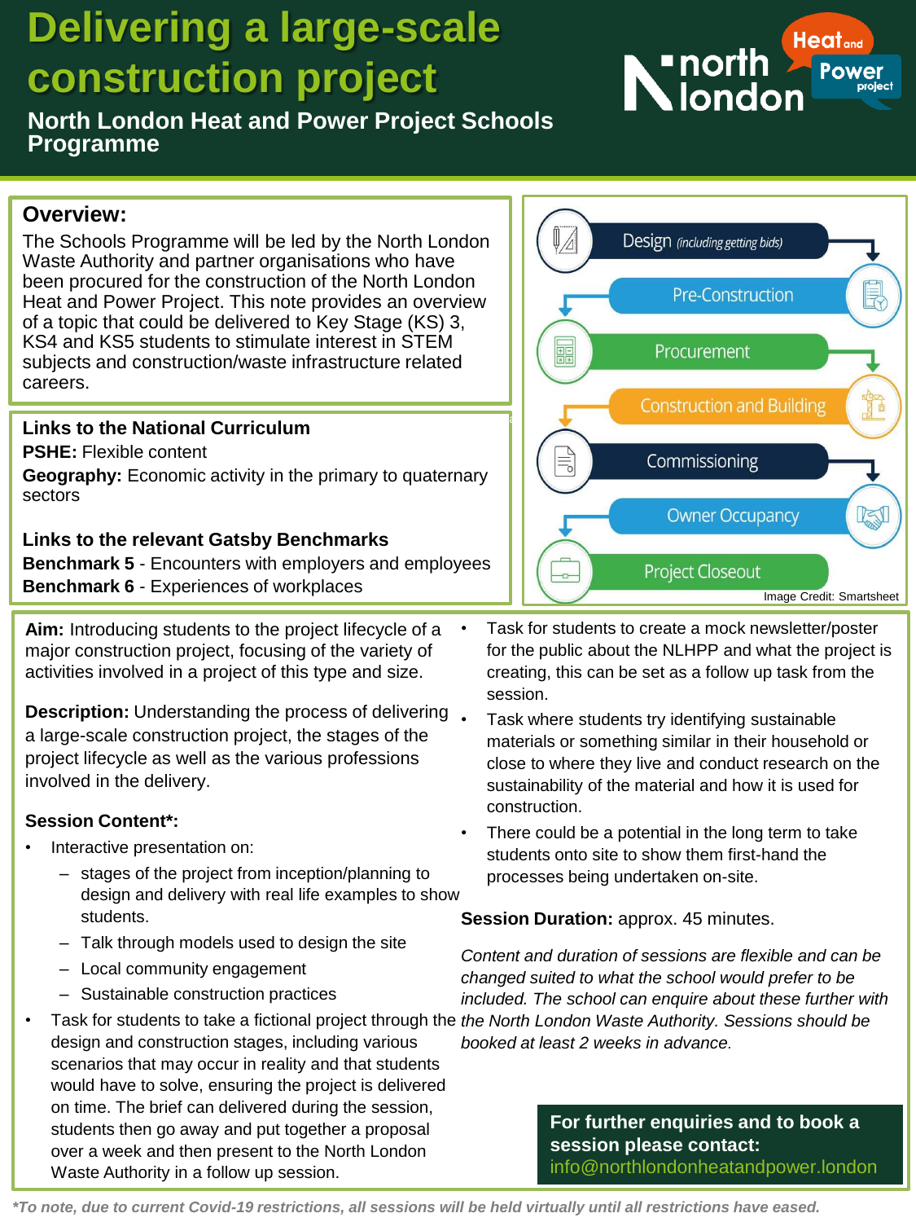# Delivering a large-scale construction project

## North London Heat and Power Project Schools Programme

### Overview:

The Schools Programme will be led by the North London Waste Authority and partner organisations who have been procured for the construction of the North London Heat and Power Project. This note provides an overview of a topic that could be delivered to Key Stage (KS) 3, KS4 and KS5 students to stimulate interest in STEM subjects and construction/waste infrastructure related careers.

Design *(including getting bids)*

Pre-Construction

Procurement

Construction and Building

Commissioning

Owner Occupancy

Project Closeout

Image Credit: Smartsheet

### Links to the National Curriculum

**PSHE:** Flexible content

**Geography:** Economic activity in the primary to quaternary sectors

### Links to the relevant Gatsby Benchmarks

**Benchmark 5** - Encounters with employers and employees

**Benchmark 6** - Experiences of workplaces

**Aim:** Introducing students to the project lifecycle of a major construction project, focusing of the variety of activities involved in a project of this type and size.

**Description:** Understanding the process of delivering a large-scale construction project, the stages of the project lifecycle as well as the various professions involved in the delivery.

**Session Content*:**

- Interactive presentation on:
  - stages of the project from inception/planning to design and delivery with real life examples to show students.
  - Talk through models used to design the site
  - Local community engagement
  - Sustainable construction practices
- Task for students to take a fictional project through the design and construction stages, including various scenarios that may occur in reality and that students would have to solve, ensuring the project is delivered on time. The brief can delivered during the session, students then go away and put together a proposal over a week and then present to the North London Waste Authority in a follow up session.
- Task for students to create a mock newsletter/poster for the public about the NLHPP and what the project is creating, this can be set as a follow up task from the session.
- Task where students try identifying sustainable materials or something similar in their household or close to where they live and conduct research on the sustainability of the material and how it is used for construction.
- There could be a potential in the long term to take students onto site to show them first-hand the processes being undertaken on-site.

**Session Duration:** approx. 45 minutes.

*Content and duration of sessions are flexible and can be changed suited to what the school would prefer to be included. The school can enquire about these further with the North London Waste Authority. Sessions should be booked at least 2 weeks in advance.*

**For further enquiries and to book a session please contact:**
info@northlondonheatandpower.london

***To note, due to current Covid-19 restrictions, all sessions will be held virtually until all restrictions have eased.***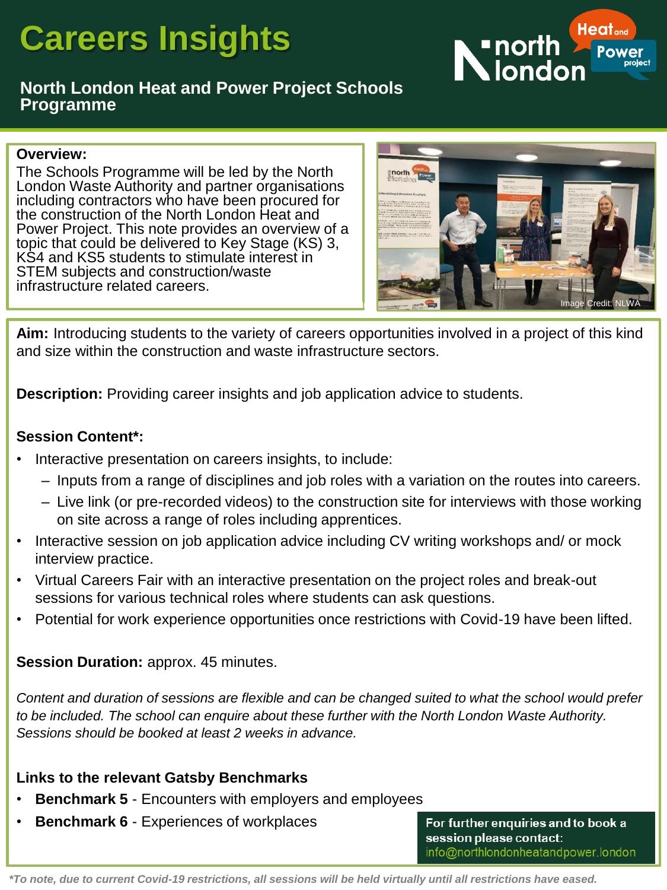# Careers Insights

## North London Heat and Power Project Schools Programme

**Overview:**
The Schools Programme will be led by the North London Waste Authority and partner organisations including contractors who have been procured for the construction of the North London Heat and Power Project. This note provides an overview of a topic that could be delivered to Key Stage (KS) 3, KS4 and KS5 students to stimulate interest in STEM subjects and construction/waste infrastructure related careers.

Image Credit: NLWA

**Aim:** Introducing students to the variety of careers opportunities involved in a project of this kind and size within the construction and waste infrastructure sectors.

**Description:** Providing career insights and job application advice to students.

**Session Content*:**

- Interactive presentation on careers insights, to include:
  - Inputs from a range of disciplines and job roles with a variation on the routes into careers.
  - Live link (or pre-recorded videos) to the construction site for interviews with those working on site across a range of roles including apprentices.
- Interactive session on job application advice including CV writing workshops and/ or mock interview practice.
- Virtual Careers Fair with an interactive presentation on the project roles and break-out sessions for various technical roles where students can ask questions.
- Potential for work experience opportunities once restrictions with Covid-19 have been lifted.

**Session Duration:** approx. 45 minutes.

*Content and duration of sessions are flexible and can be changed suited to what the school would prefer to be included. The school can enquire about these further with the North London Waste Authority. Sessions should be booked at least 2 weeks in advance.*

**Links to the relevant Gatsby Benchmarks**

- **Benchmark 5** - Encounters with employers and employees
- **Benchmark 6** - Experiences of workplaces

**For further enquiries and to book a session please contact:**
info@northlondonheatandpower.london

*\*To note, due to current Covid-19 restrictions, all sessions will be held virtually until all restrictions have eased.*